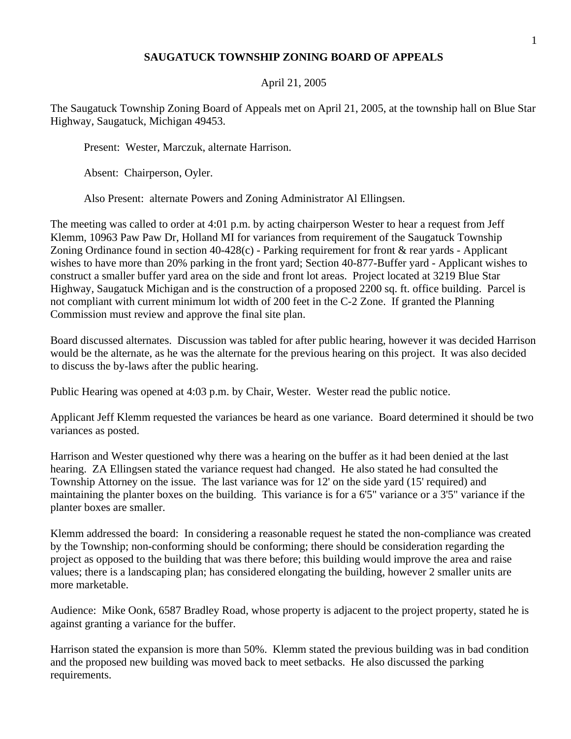# SAUGATUCK TOWNSHIP ZONING BOARD OF APPEALS

April 21, 2005

The Saugatuck Township Zoning Board of Appeals met on April 21, 2005, at the township hall on Blue Star Highway, Saugatuck, Michigan 49453.

Present: Wester, Marczuk, alternate Harrison.

Absent: Chairperson, Oyler.

Also Present: alternate Powers and Zoning Administrator Al Ellingsen.

The meeting was called to order at 4:01 p.m. by acting chairperson Wester to hear a request from Jeff Klemm, 10963 Paw Paw Dr, Holland MI for variances from requirement of the Saugatuck Township Zoning Ordinance found in section 40-428(c) - Parking requirement for front & rear yards - Applicant wishes to have more than 20% parking in the front yard; Section 40-877-Buffer yard - Applicant wishes to construct a smaller buffer yard area on the side and front lot areas. Project located at 3219 Blue Star Highway, Saugatuck Michigan and is the construction of a proposed 2200 sq. ft. office building. Parcel is not compliant with current minimum lot width of 200 feet in the C-2 Zone. If granted the Planning Commission must review and approve the final site plan.

Board discussed alternates. Discussion was tabled for after public hearing, however it was decided Harrison would be the alternate, as he was the alternate for the previous hearing on this project. It was also decided to discuss the by-laws after the public hearing.

Public Hearing was opened at 4:03 p.m. by Chair, Wester. Wester read the public notice.

Applicant Jeff Klemm requested the variances be heard as one variance. Board determined it should be two variances as posted.

Harrison and Wester questioned why there was a hearing on the buffer as it had been denied at the last hearing. ZA Ellingsen stated the variance request had changed. He also stated he had consulted the Township Attorney on the issue. The last variance was for 12' on the side yard (15' required) and maintaining the planter boxes on the building. This variance is for a 6'5" variance or a 3'5" variance if the planter boxes are smaller.

Klemm addressed the board: In considering a reasonable request he stated the non-compliance was created by the Township; non-conforming should be conforming; there should be consideration regarding the project as opposed to the building that was there before; this building would improve the area and raise values; there is a landscaping plan; has considered elongating the building, however 2 smaller units are more marketable.

Audience: Mike Oonk, 6587 Bradley Road, whose property is adjacent to the project property, stated he is against granting a variance for the buffer.

Harrison stated the expansion is more than 50%. Klemm stated the previous building was in bad condition and the proposed new building was moved back to meet setbacks. He also discussed the parking requirements.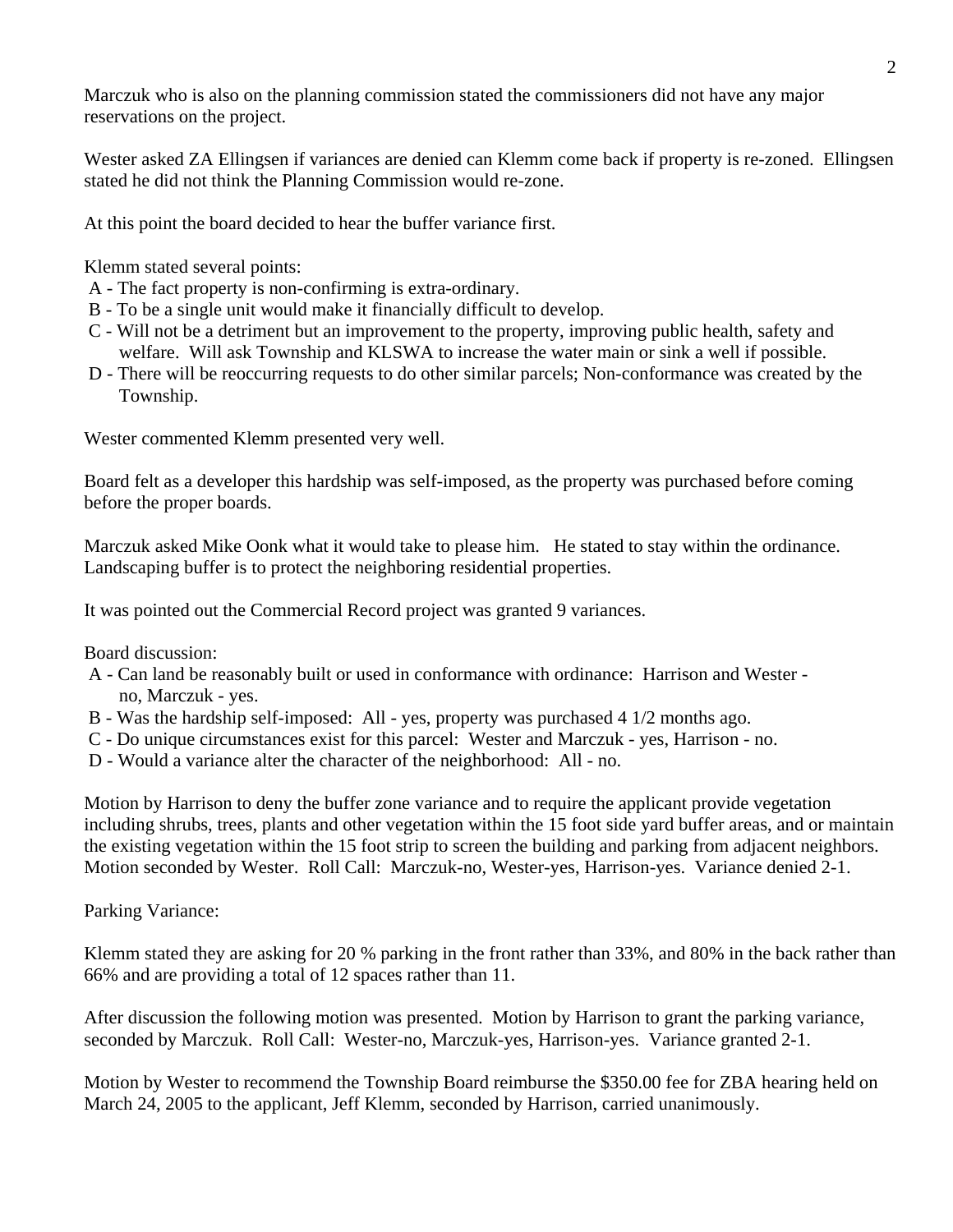Marczuk who is also on the planning commission stated the commissioners did not have any major reservations on the project.

Wester asked ZA Ellingsen if variances are denied can Klemm come back if property is re-zoned. Ellingsen stated he did not think the Planning Commission would re-zone.

At this point the board decided to hear the buffer variance first.

Klemm stated several points:

- A - The fact property is non-confirming is extra-ordinary.
- B - To be a single unit would make it financially difficult to develop.
- C - Will not be a detriment but an improvement to the property, improving public health, safety and welfare. Will ask Township and KLSWA to increase the water main or sink a well if possible.
- D - There will be reoccurring requests to do other similar parcels; Non-conformance was created by the Township.

Wester commented Klemm presented very well.

Board felt as a developer this hardship was self-imposed, as the property was purchased before coming before the proper boards.

Marczuk asked Mike Oonk what it would take to please him. He stated to stay within the ordinance. Landscaping buffer is to protect the neighboring residential properties.

It was pointed out the Commercial Record project was granted 9 variances.

Board discussion:

- A - Can land be reasonably built or used in conformance with ordinance: Harrison and Wester - no, Marczuk - yes.
- B - Was the hardship self-imposed: All - yes, property was purchased 4 1/2 months ago.
- C - Do unique circumstances exist for this parcel: Wester and Marczuk - yes, Harrison - no.
- D - Would a variance alter the character of the neighborhood: All - no.

Motion by Harrison to deny the buffer zone variance and to require the applicant provide vegetation including shrubs, trees, plants and other vegetation within the 15 foot side yard buffer areas, and or maintain the existing vegetation within the 15 foot strip to screen the building and parking from adjacent neighbors. Motion seconded by Wester. Roll Call: Marczuk-no, Wester-yes, Harrison-yes. Variance denied 2-1.

Parking Variance:

Klemm stated they are asking for 20 % parking in the front rather than 33%, and 80% in the back rather than 66% and are providing a total of 12 spaces rather than 11.

After discussion the following motion was presented. Motion by Harrison to grant the parking variance, seconded by Marczuk. Roll Call: Wester-no, Marczuk-yes, Harrison-yes. Variance granted 2-1.

Motion by Wester to recommend the Township Board reimburse the $350.00 fee for ZBA hearing held on March 24, 2005 to the applicant, Jeff Klemm, seconded by Harrison, carried unanimously.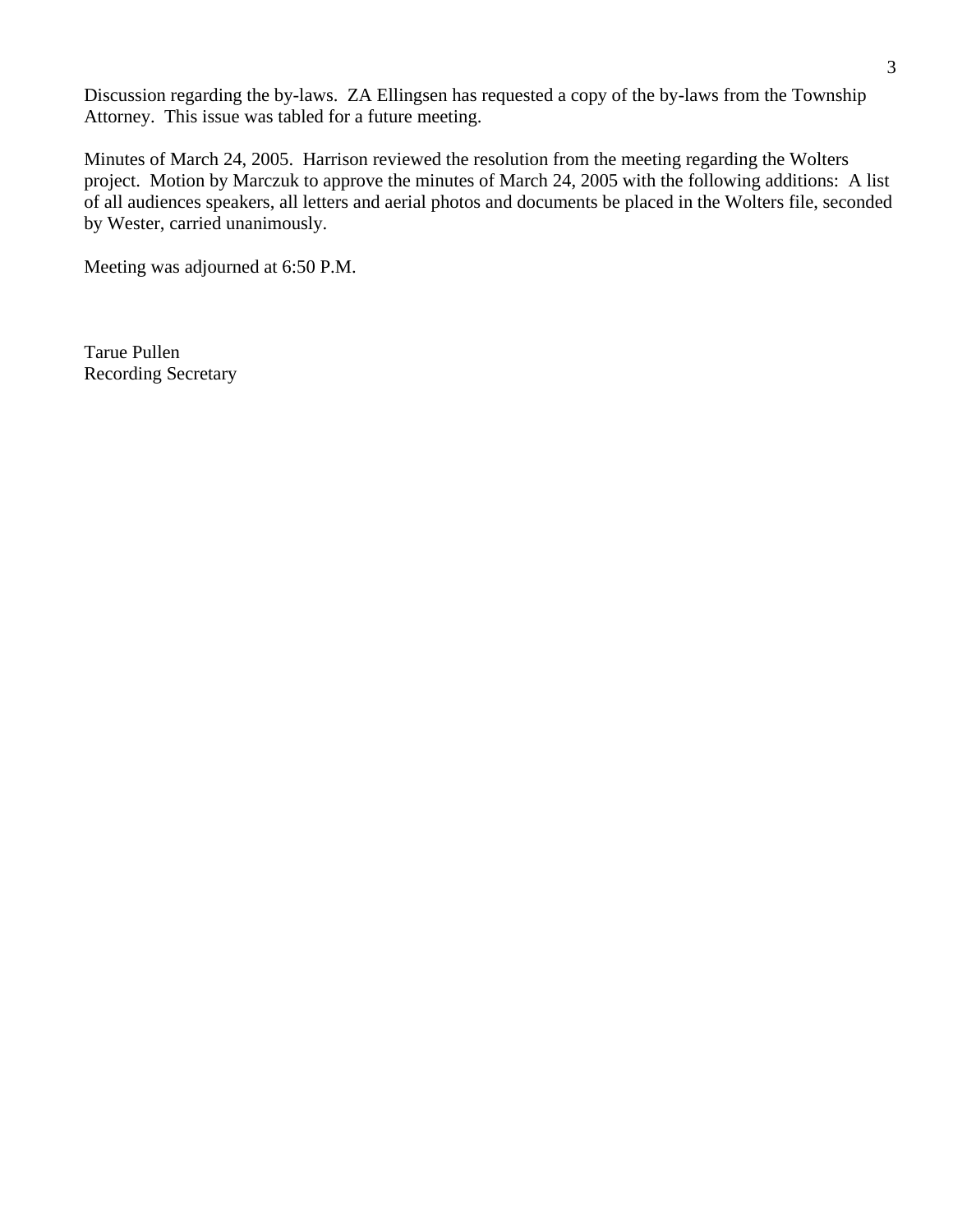Discussion regarding the by-laws. ZA Ellingsen has requested a copy of the by-laws from the Township Attorney. This issue was tabled for a future meeting.

Minutes of March 24, 2005. Harrison reviewed the resolution from the meeting regarding the Wolters project. Motion by Marczuk to approve the minutes of March 24, 2005 with the following additions: A list of all audiences speakers, all letters and aerial photos and documents be placed in the Wolters file, seconded by Wester, carried unanimously.

Meeting was adjourned at 6:50 P.M.

Tarue Pullen
Recording Secretary